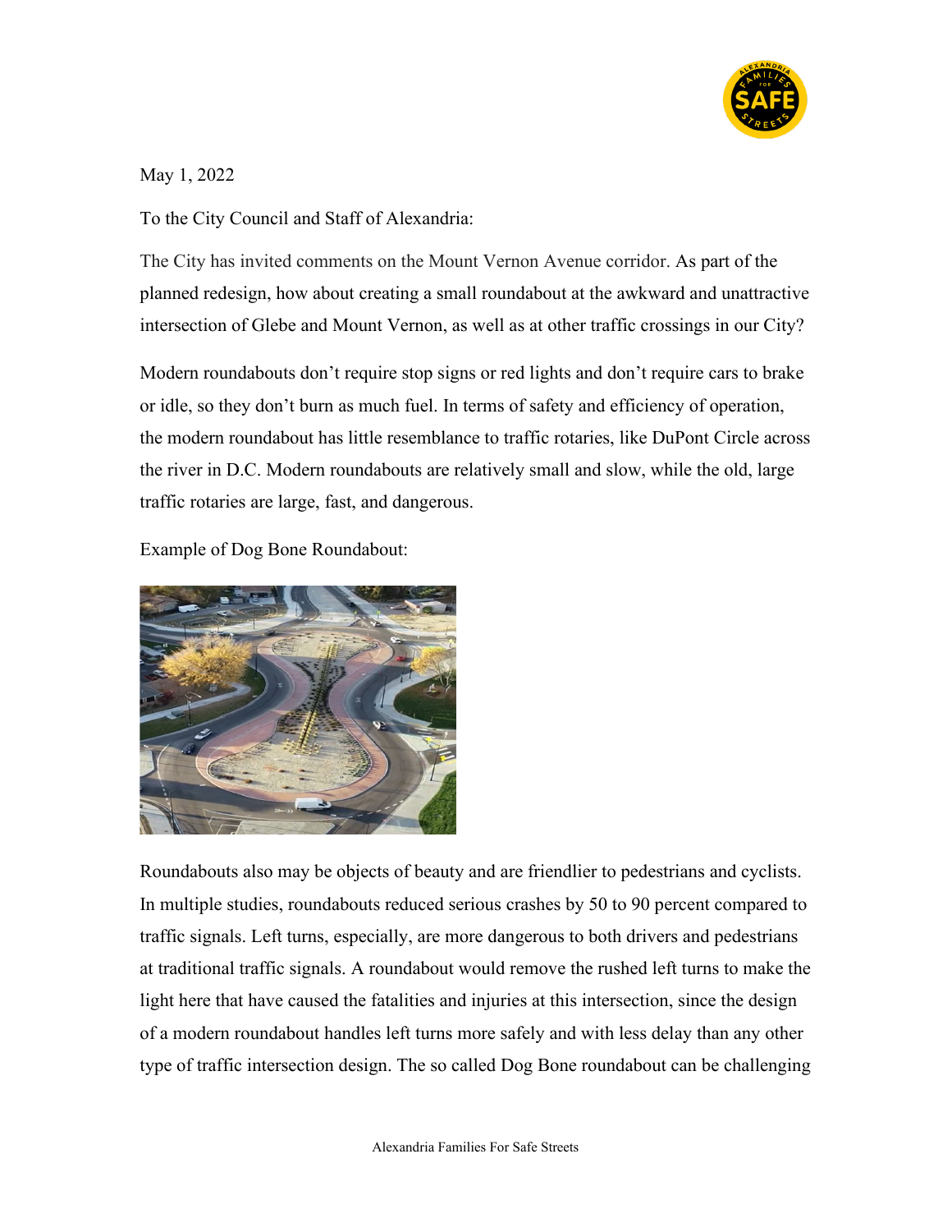May 1, 2022

To the City Council and Staff of Alexandria:

The City has invited comments on the Mount Vernon Avenue corridor. As part of the planned redesign, how about creating a small roundabout at the awkward and unattractive intersection of Glebe and Mount Vernon, as well as at other traffic crossings in our City?

Modern roundabouts don't require stop signs or red lights and don't require cars to brake or idle, so they don't burn as much fuel. In terms of safety and efficiency of operation, the modern roundabout has little resemblance to traffic rotaries, like DuPont Circle across the river in D.C. Modern roundabouts are relatively small and slow, while the old, large traffic rotaries are large, fast, and dangerous.

Example of Dog Bone Roundabout:

Roundabouts also may be objects of beauty and are friendlier to pedestrians and cyclists. In multiple studies, roundabouts reduced serious crashes by 50 to 90 percent compared to traffic signals. Left turns, especially, are more dangerous to both drivers and pedestrians at traditional traffic signals. A roundabout would remove the rushed left turns to make the light here that have caused the fatalities and injuries at this intersection, since the design of a modern roundabout handles left turns more safely and with less delay than any other type of traffic intersection design. The so called Dog Bone roundabout can be challenging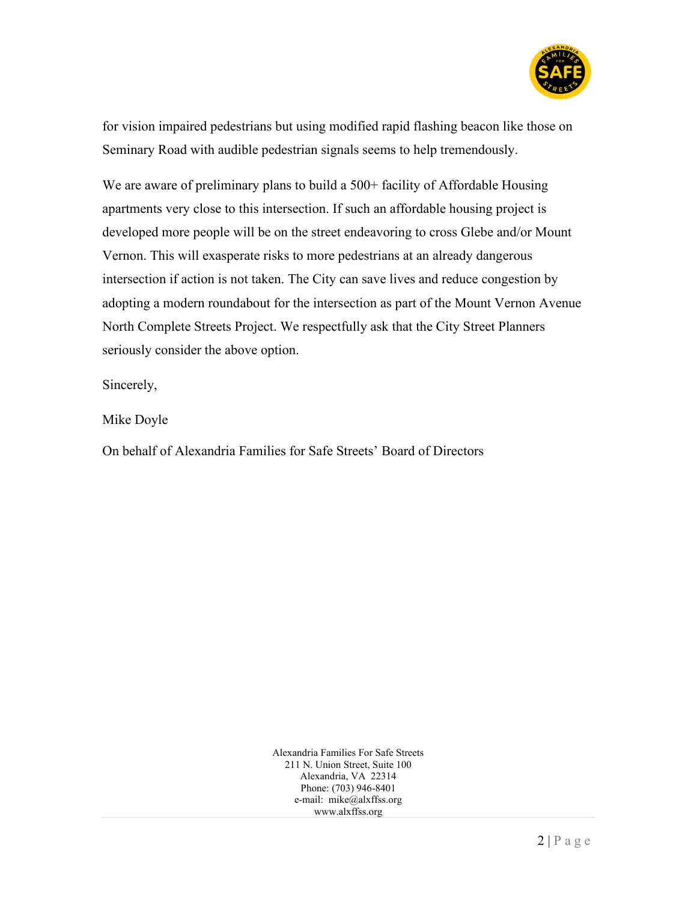for vision impaired pedestrians but using modified rapid flashing beacon like those on Seminary Road with audible pedestrian signals seems to help tremendously.

We are aware of preliminary plans to build a 500+ facility of Affordable Housing apartments very close to this intersection. If such an affordable housing project is developed more people will be on the street endeavoring to cross Glebe and/or Mount Vernon. This will exasperate risks to more pedestrians at an already dangerous intersection if action is not taken. The City can save lives and reduce congestion by adopting a modern roundabout for the intersection as part of the Mount Vernon Avenue North Complete Streets Project. We respectfully ask that the City Street Planners seriously consider the above option.

Sincerely,

Mike Doyle

On behalf of Alexandria Families for Safe Streets' Board of Directors

Alexandria Families For Safe Streets
211 N. Union Street, Suite 100
Alexandria, VA 22314
Phone: (703) 946-8401
e-mail: mike@alxffss.org
www.alxffss.org